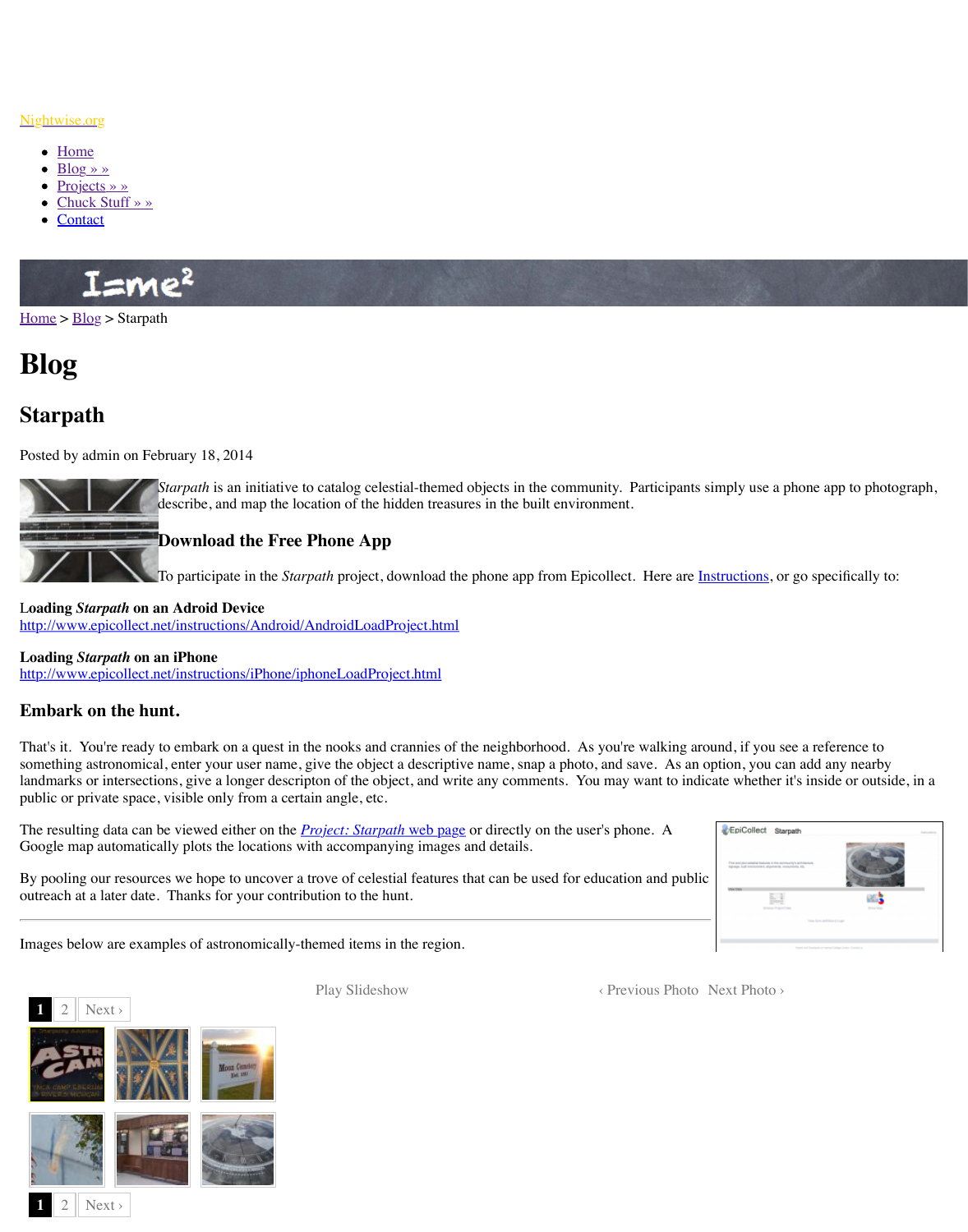Nightwise.org

- Home
- Blog » »
- Projects » »
- Chuck Stuff » »
- Contact

Home > Blog > Starpath

# Blog

## Starpath

Posted by admin on February 18, 2014

*Starpath* is an initiative to catalog celestial-themed objects in the community. Participants simply use a phone app to photograph, describe, and map the location of the hidden treasures in the built environment.

### Download the Free Phone App

To participate in the *Starpath* project, download the phone app from Epicollect. Here are Instructions, or go specifically to:

**Loading *Starpath* on an Adroid Device**
http://www.epicollect.net/instructions/Android/AndroidLoadProject.html

**Loading *Starpath* on an iPhone**
http://www.epicollect.net/instructions/iPhone/iphoneLoadProject.html

### Embark on the hunt.

That's it. You're ready to embark on a quest in the nooks and crannies of the neighborhood. As you're walking around, if you see a reference to something astronomical, enter your user name, give the object a descriptive name, snap a photo, and save. As an option, you can add any nearby landmarks or intersections, give a longer descripton of the object, and write any comments. You may want to indicate whether it's inside or outside, in a public or private space, visible only from a certain angle, etc.

The resulting data can be viewed either on the *Project: Starpath* web page or directly on the user's phone. A Google map automatically plots the locations with accompanying images and details.

By pooling our resources we hope to uncover a trove of celestial features that can be used for education and public outreach at a later date. Thanks for your contribution to the hunt.

---

Images below are examples of astronomically-themed items in the region.

Play Slideshow ‹ Previous Photo Next Photo ›

1 2 Next ›

1 2 Next ›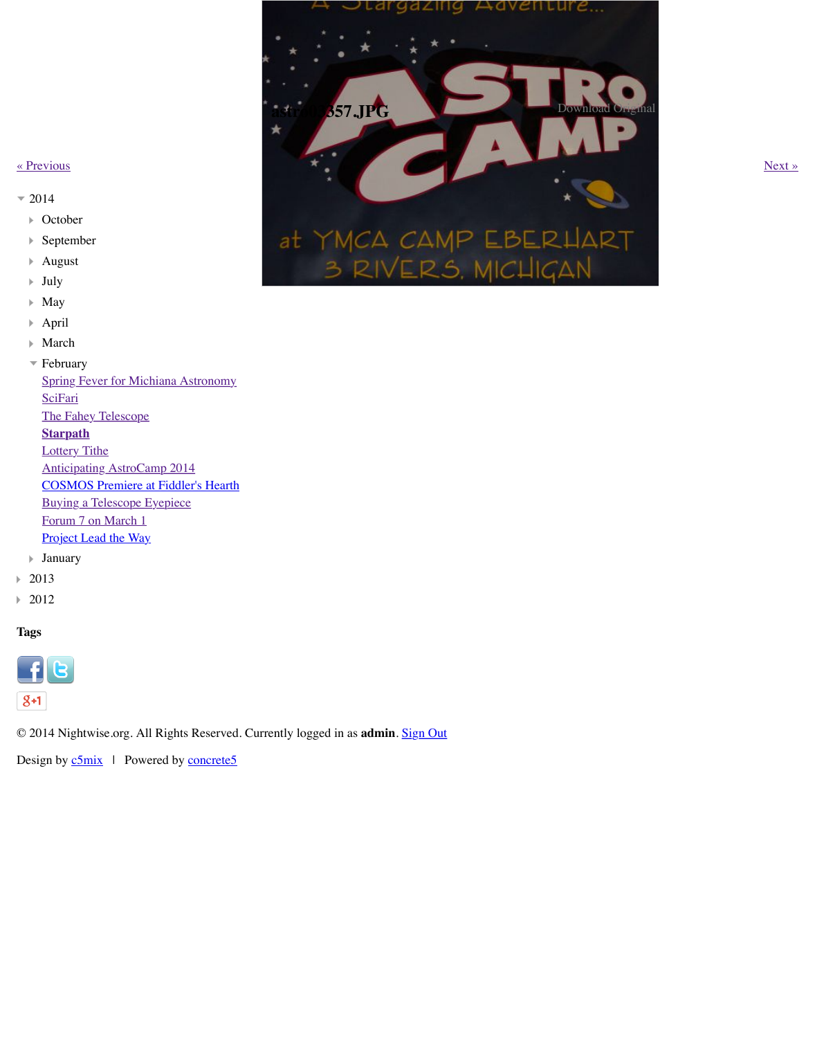astro_357.JPG

Download Original

« Previous

Next »

- 2014
  - October
  - September
  - August
  - July
  - May
  - April
  - March
  - February
    - Spring Fever for Michiana Astronomy
    - SciFari
    - The Fahey Telescope
    - **Starpath**
    - Lottery Tithe
    - Anticipating AstroCamp 2014
    - COSMOS Premiere at Fiddler's Hearth
    - Buying a Telescope Eyepiece
    - Forum 7 on March 1
    - Project Lead the Way
  - January
- 2013
- 2012

**Tags**

© 2014 Nightwise.org. All Rights Reserved. Currently logged in as **admin**. Sign Out

Design by c5mix | Powered by concrete5